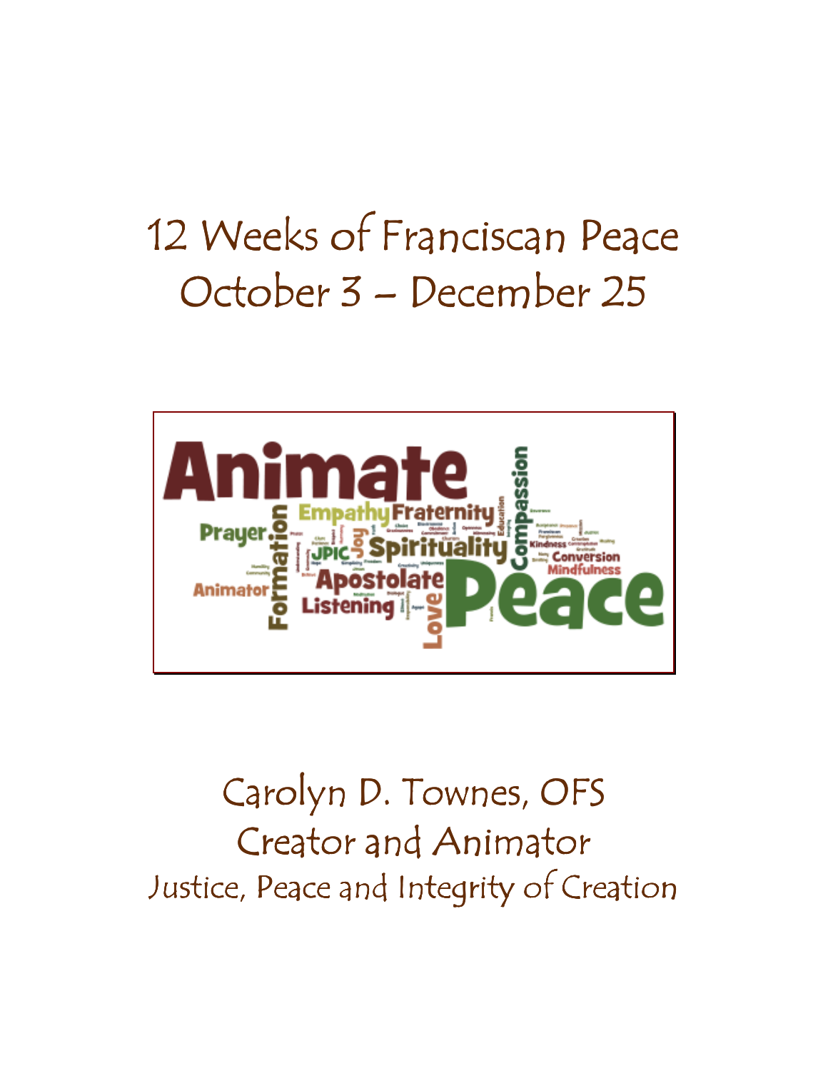# 12 Weeks of Franciscan Peace
# October 3 – December 25

Carolyn D. Townes, OFS
Creator and Animator
Justice, Peace and Integrity of Creation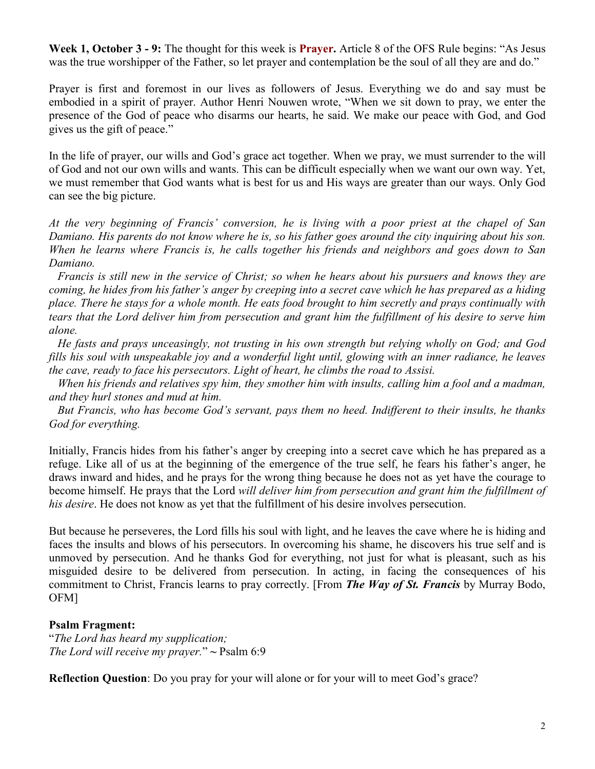**Week 1, October 3 - 9:** The thought for this week is **Prayer.** Article 8 of the OFS Rule begins: "As Jesus was the true worshipper of the Father, so let prayer and contemplation be the soul of all they are and do."

Prayer is first and foremost in our lives as followers of Jesus. Everything we do and say must be embodied in a spirit of prayer. Author Henri Nouwen wrote, "When we sit down to pray, we enter the presence of the God of peace who disarms our hearts, he said. We make our peace with God, and God gives us the gift of peace."

In the life of prayer, our wills and God's grace act together. When we pray, we must surrender to the will of God and not our own wills and wants. This can be difficult especially when we want our own way. Yet, we must remember that God wants what is best for us and His ways are greater than our ways. Only God can see the big picture.

*At the very beginning of Francis' conversion, he is living with a poor priest at the chapel of San Damiano. His parents do not know where he is, so his father goes around the city inquiring about his son. When he learns where Francis is, he calls together his friends and neighbors and goes down to San Damiano.*

*Francis is still new in the service of Christ; so when he hears about his pursuers and knows they are coming, he hides from his father's anger by creeping into a secret cave which he has prepared as a hiding place. There he stays for a whole month. He eats food brought to him secretly and prays continually with tears that the Lord deliver him from persecution and grant him the fulfillment of his desire to serve him alone.*

*He fasts and prays unceasingly, not trusting in his own strength but relying wholly on God; and God fills his soul with unspeakable joy and a wonderful light until, glowing with an inner radiance, he leaves the cave, ready to face his persecutors. Light of heart, he climbs the road to Assisi.*

*When his friends and relatives spy him, they smother him with insults, calling him a fool and a madman, and they hurl stones and mud at him.*

*But Francis, who has become God's servant, pays them no heed. Indifferent to their insults, he thanks God for everything.*

Initially, Francis hides from his father's anger by creeping into a secret cave which he has prepared as a refuge. Like all of us at the beginning of the emergence of the true self, he fears his father's anger, he draws inward and hides, and he prays for the wrong thing because he does not as yet have the courage to become himself. He prays that the Lord *will deliver him from persecution and grant him the fulfillment of his desire*. He does not know as yet that the fulfillment of his desire involves persecution.

But because he perseveres, the Lord fills his soul with light, and he leaves the cave where he is hiding and faces the insults and blows of his persecutors. In overcoming his shame, he discovers his true self and is unmoved by persecution. And he thanks God for everything, not just for what is pleasant, such as his misguided desire to be delivered from persecution. In acting, in facing the consequences of his commitment to Christ, Francis learns to pray correctly. [From ***The Way of St. Francis*** by Murray Bodo, OFM]

**Psalm Fragment:**
"*The Lord has heard my supplication;*
*The Lord will receive my prayer.*" ~ Psalm 6:9

**Reflection Question**: Do you pray for your will alone or for your will to meet God's grace?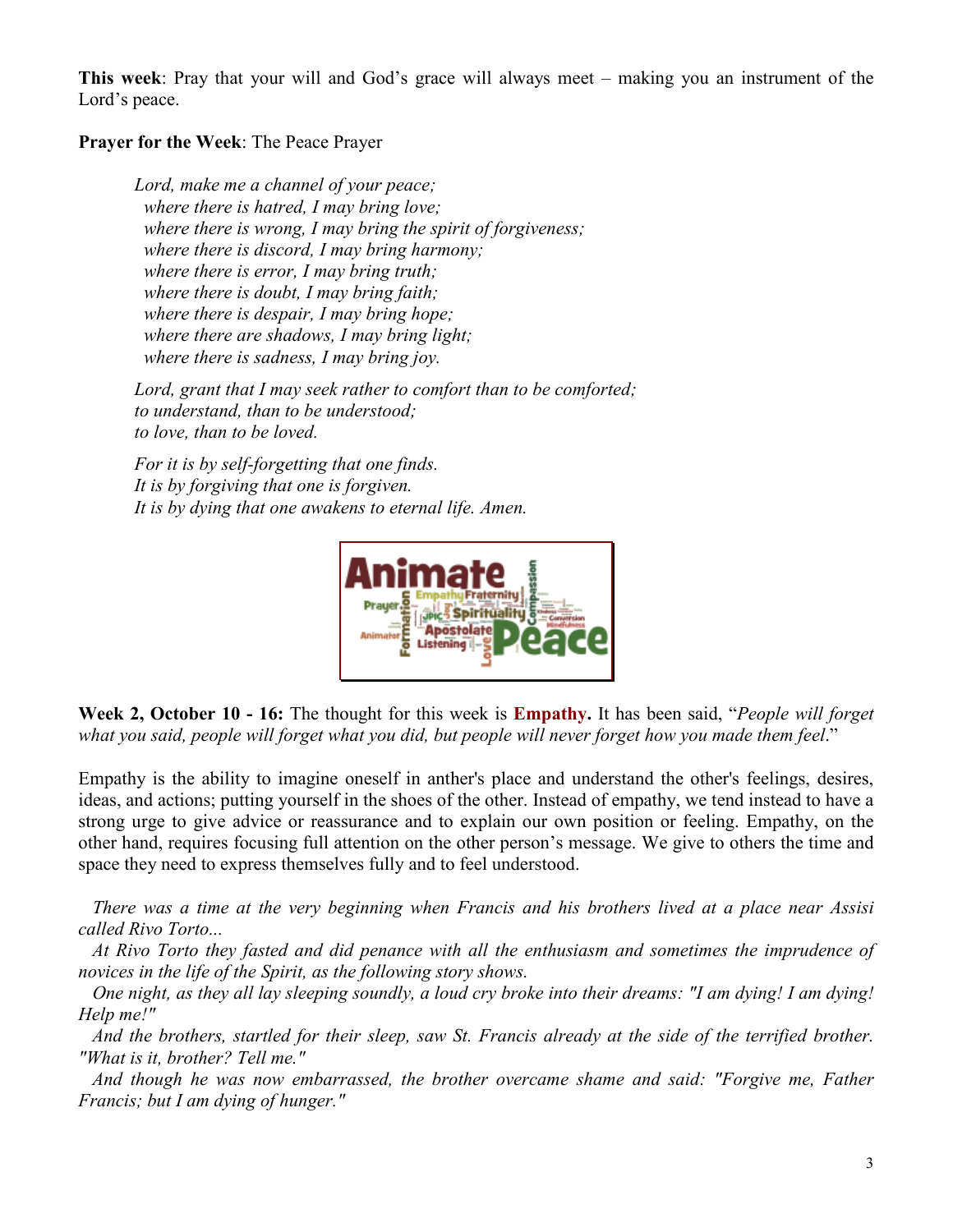**This week**: Pray that your will and God's grace will always meet – making you an instrument of the Lord's peace.

**Prayer for the Week**: The Peace Prayer

*Lord, make me a channel of your peace;*
*where there is hatred, I may bring love;*
*where there is wrong, I may bring the spirit of forgiveness;*
*where there is discord, I may bring harmony;*
*where there is error, I may bring truth;*
*where there is doubt, I may bring faith;*
*where there is despair, I may bring hope;*
*where there are shadows, I may bring light;*
*where there is sadness, I may bring joy.*

*Lord, grant that I may seek rather to comfort than to be comforted;*
*to understand, than to be understood;*
*to love, than to be loved.*

*For it is by self-forgetting that one finds.*
*It is by forgiving that one is forgiven.*
*It is by dying that one awakens to eternal life. Amen.*

**Week 2, October 10 - 16:** The thought for this week is **Empathy.** It has been said, "*People will forget what you said, people will forget what you did, but people will never forget how you made them feel*."

Empathy is the ability to imagine oneself in anther's place and understand the other's feelings, desires, ideas, and actions; putting yourself in the shoes of the other. Instead of empathy, we tend instead to have a strong urge to give advice or reassurance and to explain our own position or feeling. Empathy, on the other hand, requires focusing full attention on the other person's message. We give to others the time and space they need to express themselves fully and to feel understood.

*There was a time at the very beginning when Francis and his brothers lived at a place near Assisi called Rivo Torto...*

*At Rivo Torto they fasted and did penance with all the enthusiasm and sometimes the imprudence of novices in the life of the Spirit, as the following story shows.*

*One night, as they all lay sleeping soundly, a loud cry broke into their dreams: "I am dying! I am dying! Help me!"*

*And the brothers, startled for their sleep, saw St. Francis already at the side of the terrified brother. "What is it, brother? Tell me."*

*And though he was now embarrassed, the brother overcame shame and said: "Forgive me, Father Francis; but I am dying of hunger."*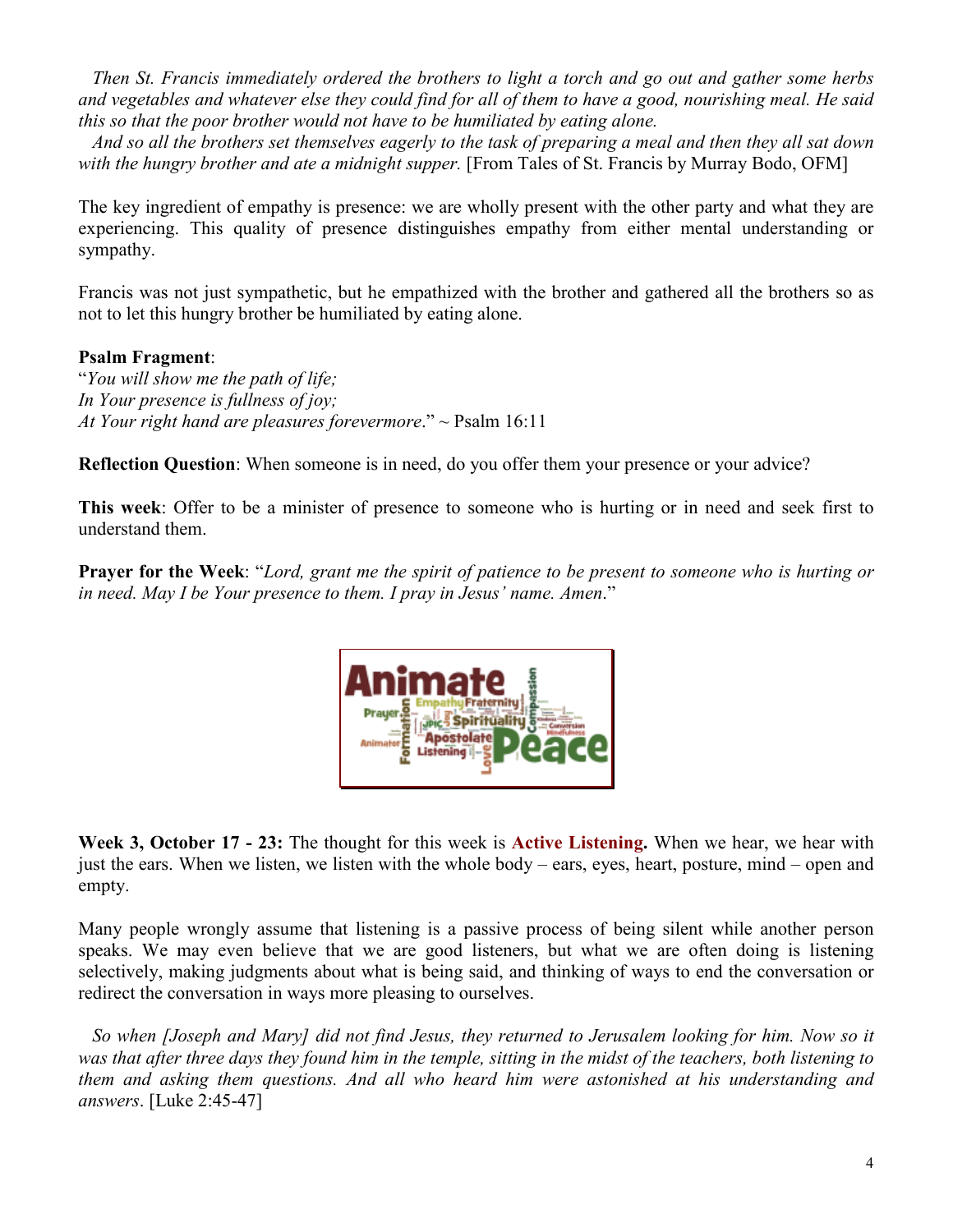*Then St. Francis immediately ordered the brothers to light a torch and go out and gather some herbs and vegetables and whatever else they could find for all of them to have a good, nourishing meal. He said this so that the poor brother would not have to be humiliated by eating alone.*

*And so all the brothers set themselves eagerly to the task of preparing a meal and then they all sat down with the hungry brother and ate a midnight supper.* [From Tales of St. Francis by Murray Bodo, OFM]

The key ingredient of empathy is presence: we are wholly present with the other party and what they are experiencing. This quality of presence distinguishes empathy from either mental understanding or sympathy.

Francis was not just sympathetic, but he empathized with the brother and gathered all the brothers so as not to let this hungry brother be humiliated by eating alone.

**Psalm Fragment**:
"*You will show me the path of life;*
*In Your presence is fullness of joy;*
*At Your right hand are pleasures forevermore*." ~ Psalm 16:11

**Reflection Question**: When someone is in need, do you offer them your presence or your advice?

**This week**: Offer to be a minister of presence to someone who is hurting or in need and seek first to understand them.

**Prayer for the Week**: "*Lord, grant me the spirit of patience to be present to someone who is hurting or in need. May I be Your presence to them. I pray in Jesus' name. Amen*."

**Week 3, October 17 - 23:** The thought for this week is **Active Listening.** When we hear, we hear with just the ears. When we listen, we listen with the whole body – ears, eyes, heart, posture, mind – open and empty.

Many people wrongly assume that listening is a passive process of being silent while another person speaks. We may even believe that we are good listeners, but what we are often doing is listening selectively, making judgments about what is being said, and thinking of ways to end the conversation or redirect the conversation in ways more pleasing to ourselves.

*So when [Joseph and Mary] did not find Jesus, they returned to Jerusalem looking for him. Now so it was that after three days they found him in the temple, sitting in the midst of the teachers, both listening to them and asking them questions. And all who heard him were astonished at his understanding and answers*. [Luke 2:45-47]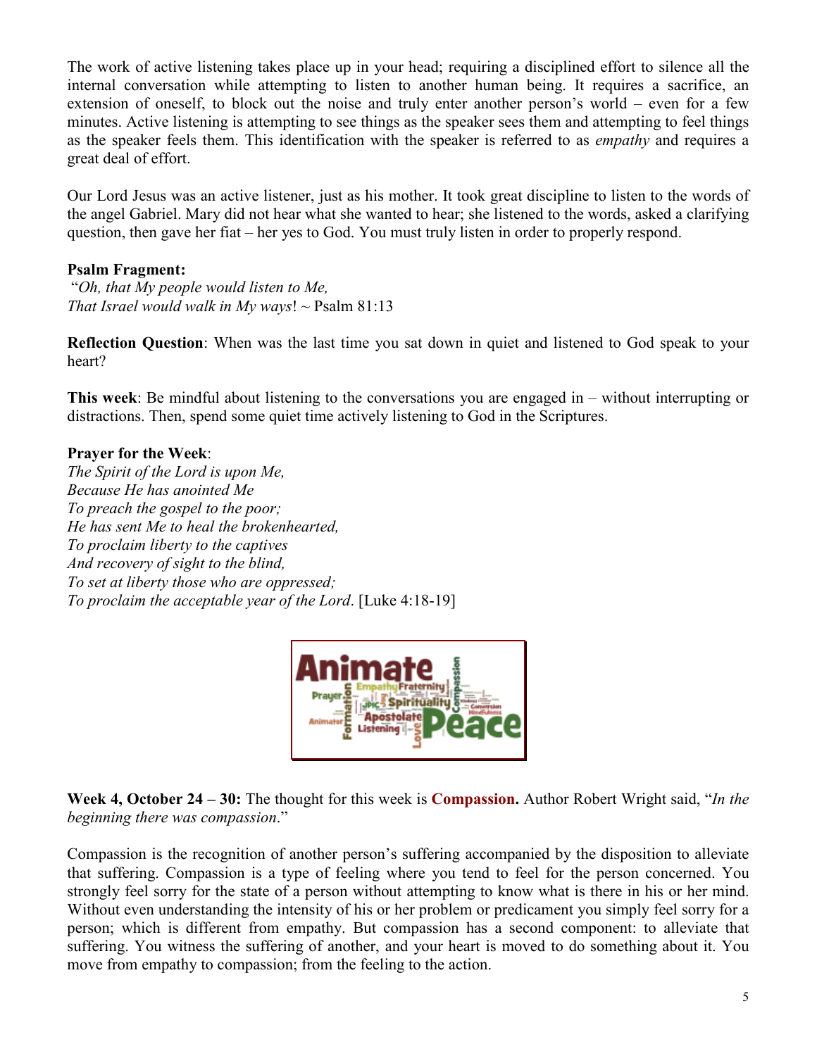The work of active listening takes place up in your head; requiring a disciplined effort to silence all the internal conversation while attempting to listen to another human being. It requires a sacrifice, an extension of oneself, to block out the noise and truly enter another person's world – even for a few minutes. Active listening is attempting to see things as the speaker sees them and attempting to feel things as the speaker feels them. This identification with the speaker is referred to as *empathy* and requires a great deal of effort.

Our Lord Jesus was an active listener, just as his mother. It took great discipline to listen to the words of the angel Gabriel. Mary did not hear what she wanted to hear; she listened to the words, asked a clarifying question, then gave her fiat – her yes to God. You must truly listen in order to properly respond.

**Psalm Fragment:**
"*Oh, that My people would listen to Me,*
*That Israel would walk in My ways*! ~ Psalm 81:13

**Reflection Question**: When was the last time you sat down in quiet and listened to God speak to your heart?

**This week**: Be mindful about listening to the conversations you are engaged in – without interrupting or distractions. Then, spend some quiet time actively listening to God in the Scriptures.

**Prayer for the Week**:
*The Spirit of the Lord is upon Me,*
*Because He has anointed Me*
*To preach the gospel to the poor;*
*He has sent Me to heal the brokenhearted,*
*To proclaim liberty to the captives*
*And recovery of sight to the blind,*
*To set at liberty those who are oppressed;*
*To proclaim the acceptable year of the Lord*. [Luke 4:18-19]

**Week 4, October 24 – 30:** The thought for this week is **Compassion.** Author Robert Wright said, "*In the beginning there was compassion*."

Compassion is the recognition of another person's suffering accompanied by the disposition to alleviate that suffering. Compassion is a type of feeling where you tend to feel for the person concerned. You strongly feel sorry for the state of a person without attempting to know what is there in his or her mind. Without even understanding the intensity of his or her problem or predicament you simply feel sorry for a person; which is different from empathy. But compassion has a second component: to alleviate that suffering. You witness the suffering of another, and your heart is moved to do something about it. You move from empathy to compassion; from the feeling to the action.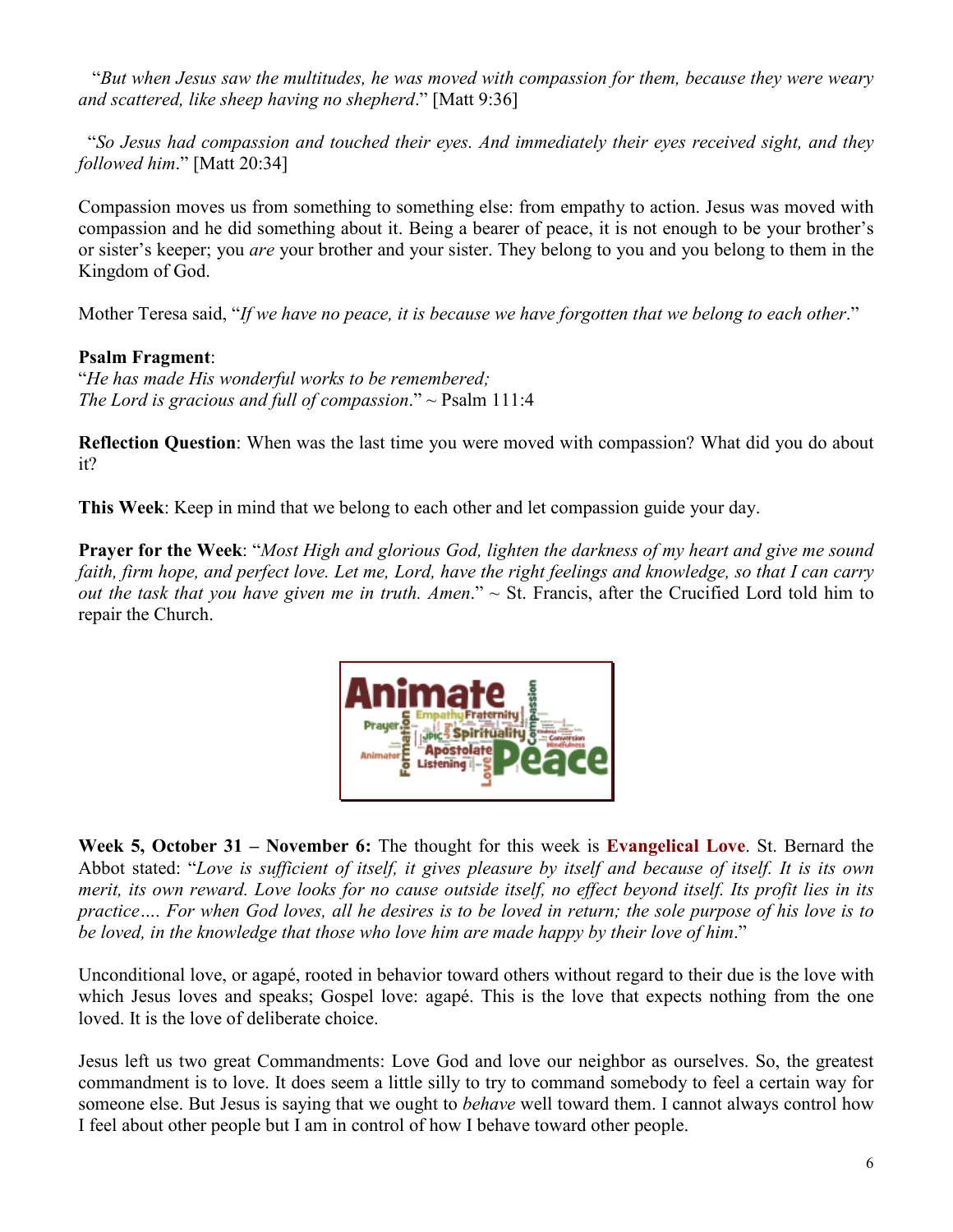"*But when Jesus saw the multitudes, he was moved with compassion for them, because they were weary and scattered, like sheep having no shepherd*." [Matt 9:36]

"*So Jesus had compassion and touched their eyes. And immediately their eyes received sight, and they followed him*." [Matt 20:34]

Compassion moves us from something to something else: from empathy to action. Jesus was moved with compassion and he did something about it. Being a bearer of peace, it is not enough to be your brother's or sister's keeper; you *are* your brother and your sister. They belong to you and you belong to them in the Kingdom of God.

Mother Teresa said, "*If we have no peace, it is because we have forgotten that we belong to each other*."

**Psalm Fragment**:
"*He has made His wonderful works to be remembered;*
*The Lord is gracious and full of compassion*." ~ Psalm 111:4

**Reflection Question**: When was the last time you were moved with compassion? What did you do about it?

**This Week**: Keep in mind that we belong to each other and let compassion guide your day.

**Prayer for the Week**: "*Most High and glorious God, lighten the darkness of my heart and give me sound faith, firm hope, and perfect love. Let me, Lord, have the right feelings and knowledge, so that I can carry out the task that you have given me in truth. Amen*." ~ St. Francis, after the Crucified Lord told him to repair the Church.

**Week 5, October 31 – November 6:** The thought for this week is **Evangelical Love**. St. Bernard the Abbot stated: "*Love is sufficient of itself, it gives pleasure by itself and because of itself. It is its own merit, its own reward. Love looks for no cause outside itself, no effect beyond itself. Its profit lies in its practice…. For when God loves, all he desires is to be loved in return; the sole purpose of his love is to be loved, in the knowledge that those who love him are made happy by their love of him*."

Unconditional love, or agapé, rooted in behavior toward others without regard to their due is the love with which Jesus loves and speaks; Gospel love: agapé. This is the love that expects nothing from the one loved. It is the love of deliberate choice.

Jesus left us two great Commandments: Love God and love our neighbor as ourselves. So, the greatest commandment is to love. It does seem a little silly to try to command somebody to feel a certain way for someone else. But Jesus is saying that we ought to *behave* well toward them. I cannot always control how I feel about other people but I am in control of how I behave toward other people.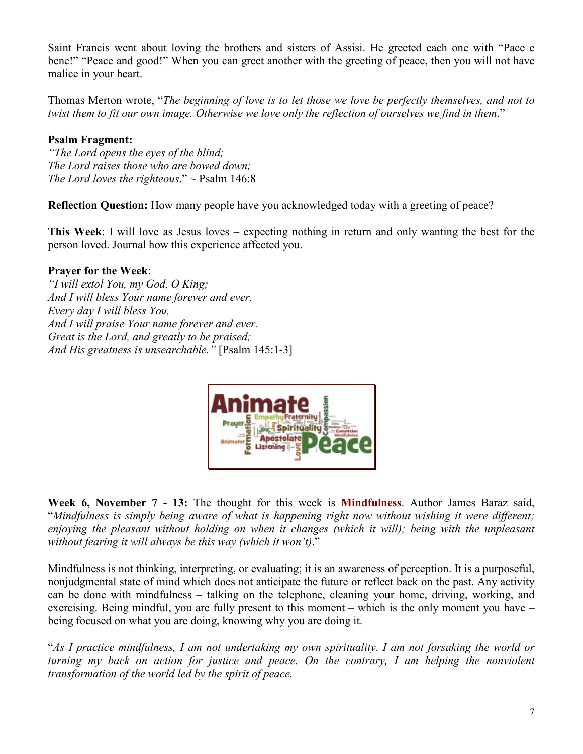Saint Francis went about loving the brothers and sisters of Assisi. He greeted each one with “Pace e bene!” “Peace and good!” When you can greet another with the greeting of peace, then you will not have malice in your heart.

Thomas Merton wrote, “*The beginning of love is to let those we love be perfectly themselves, and not to twist them to fit our own image. Otherwise we love only the reflection of ourselves we find in them*.”

**Psalm Fragment:**
*“The Lord opens the eyes of the blind;*
*The Lord raises those who are bowed down;*
*The Lord loves the righteous*.” ~ Psalm 146:8

**Reflection Question:** How many people have you acknowledged today with a greeting of peace?

**This Week**: I will love as Jesus loves – expecting nothing in return and only wanting the best for the person loved. Journal how this experience affected you.

**Prayer for the Week**:
*“I will extol You, my God, O King;*
*And I will bless Your name forever and ever.*
*Every day I will bless You,*
*And I will praise Your name forever and ever.*
*Great is the Lord, and greatly to be praised;*
*And His greatness is unsearchable.”* [Psalm 145:1-3]

**Week 6, November 7 - 13:** The thought for this week is **Mindfulness**. Author James Baraz said, “*Mindfulness is simply being aware of what is happening right now without wishing it were different; enjoying the pleasant without holding on when it changes (which it will); being with the unpleasant without fearing it will always be this way (which it won’t)*.”

Mindfulness is not thinking, interpreting, or evaluating; it is an awareness of perception. It is a purposeful, nonjudgmental state of mind which does not anticipate the future or reflect back on the past. Any activity can be done with mindfulness – talking on the telephone, cleaning your home, driving, working, and exercising. Being mindful, you are fully present to this moment – which is the only moment you have – being focused on what you are doing, knowing why you are doing it.

“*As I practice mindfulness, I am not undertaking my own spirituality. I am not forsaking the world or turning my back on action for justice and peace. On the contrary, I am helping the nonviolent transformation of the world led by the spirit of peace.*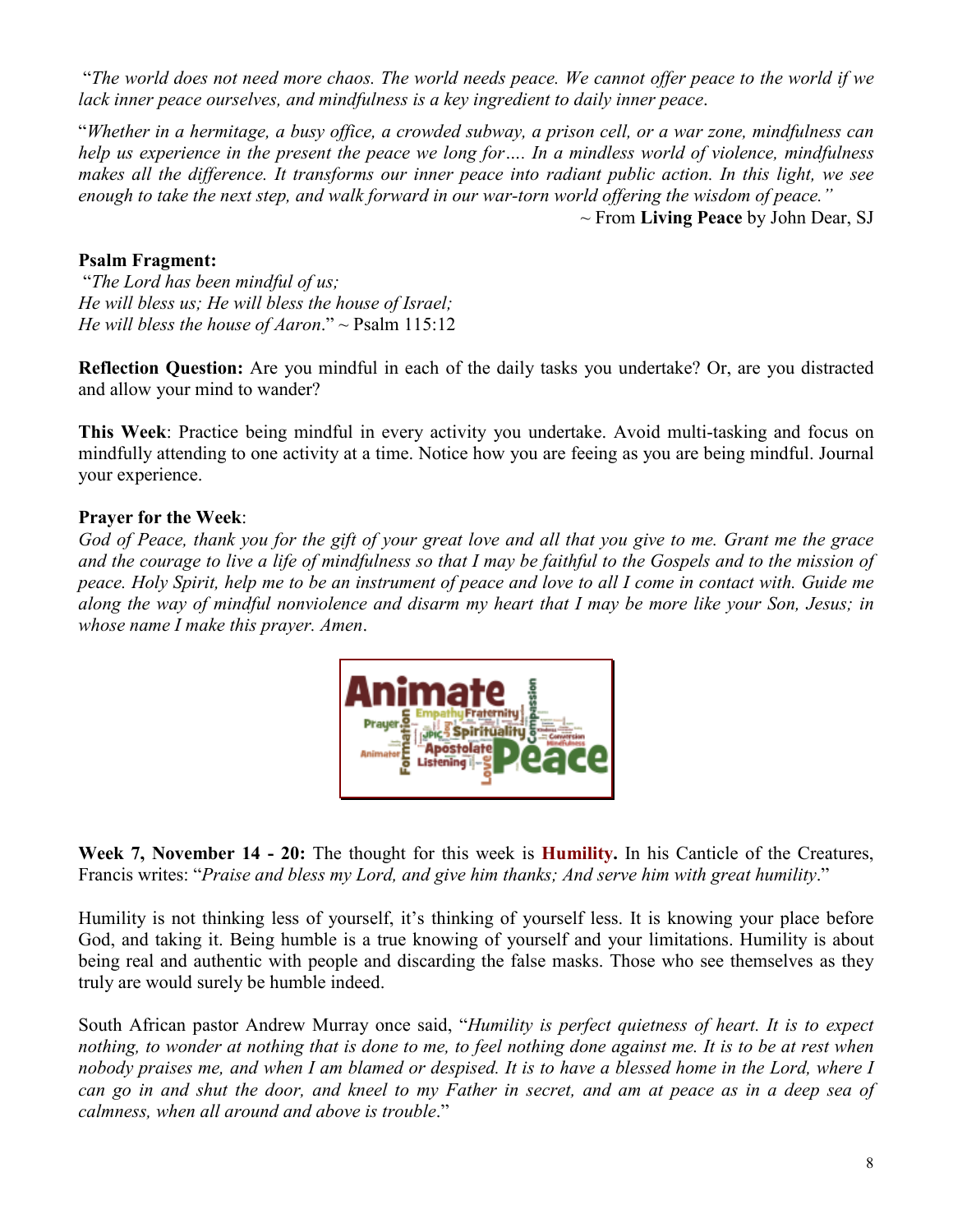"*The world does not need more chaos. The world needs peace. We cannot offer peace to the world if we lack inner peace ourselves, and mindfulness is a key ingredient to daily inner peace*.

"*Whether in a hermitage, a busy office, a crowded subway, a prison cell, or a war zone, mindfulness can help us experience in the present the peace we long for…. In a mindless world of violence, mindfulness makes all the difference. It transforms our inner peace into radiant public action. In this light, we see enough to take the next step, and walk forward in our war-torn world offering the wisdom of peace."*

~ From **Living Peace** by John Dear, SJ

**Psalm Fragment:**
"*The Lord has been mindful of us;*
*He will bless us; He will bless the house of Israel;*
*He will bless the house of Aaron*." ~ Psalm 115:12

**Reflection Question:** Are you mindful in each of the daily tasks you undertake? Or, are you distracted and allow your mind to wander?

**This Week**: Practice being mindful in every activity you undertake. Avoid multi-tasking and focus on mindfully attending to one activity at a time. Notice how you are feeing as you are being mindful. Journal your experience.

**Prayer for the Week**:
*God of Peace, thank you for the gift of your great love and all that you give to me. Grant me the grace and the courage to live a life of mindfulness so that I may be faithful to the Gospels and to the mission of peace. Holy Spirit, help me to be an instrument of peace and love to all I come in contact with. Guide me along the way of mindful nonviolence and disarm my heart that I may be more like your Son, Jesus; in whose name I make this prayer. Amen*.

**Week 7, November 14 - 20:** The thought for this week is **Humility.** In his Canticle of the Creatures, Francis writes: "*Praise and bless my Lord, and give him thanks; And serve him with great humility*."

Humility is not thinking less of yourself, it's thinking of yourself less. It is knowing your place before God, and taking it. Being humble is a true knowing of yourself and your limitations. Humility is about being real and authentic with people and discarding the false masks. Those who see themselves as they truly are would surely be humble indeed.

South African pastor Andrew Murray once said, "*Humility is perfect quietness of heart. It is to expect nothing, to wonder at nothing that is done to me, to feel nothing done against me. It is to be at rest when nobody praises me, and when I am blamed or despised. It is to have a blessed home in the Lord, where I can go in and shut the door, and kneel to my Father in secret, and am at peace as in a deep sea of calmness, when all around and above is trouble*."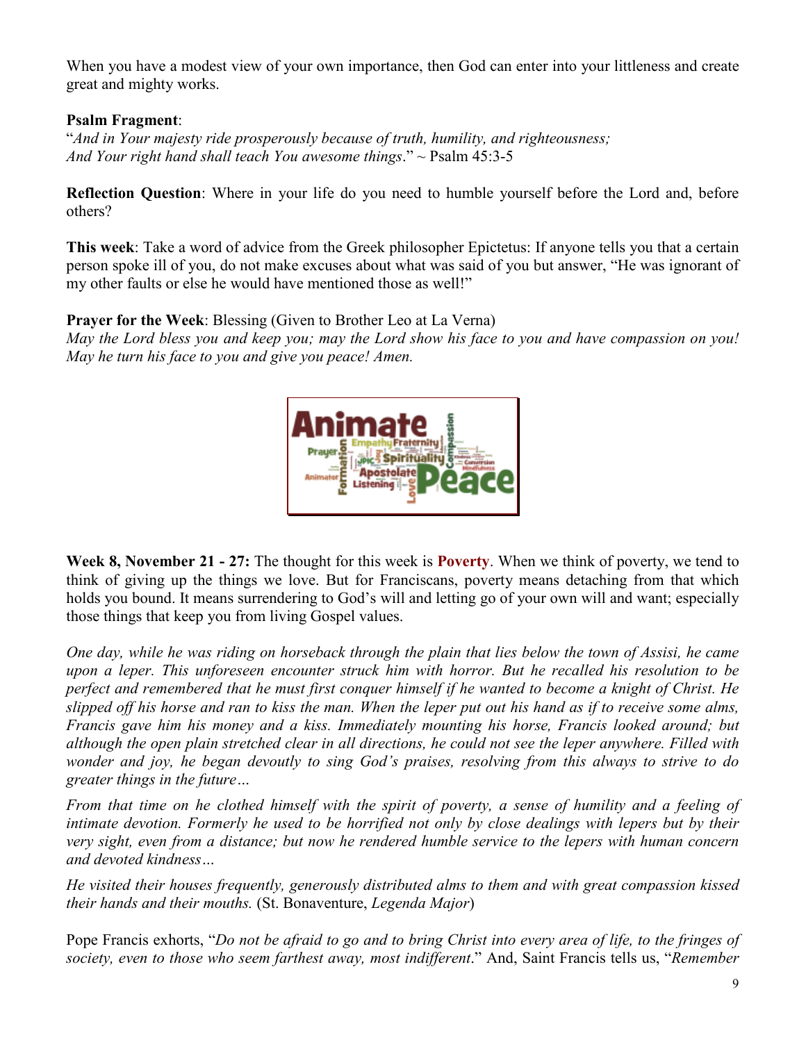When you have a modest view of your own importance, then God can enter into your littleness and create great and mighty works.

**Psalm Fragment**:
"*And in Your majesty ride prosperously because of truth, humility, and righteousness; And Your right hand shall teach You awesome things*." ~ Psalm 45:3-5

**Reflection Question**: Where in your life do you need to humble yourself before the Lord and, before others?

**This week**: Take a word of advice from the Greek philosopher Epictetus: If anyone tells you that a certain person spoke ill of you, do not make excuses about what was said of you but answer, "He was ignorant of my other faults or else he would have mentioned those as well!"

**Prayer for the Week**: Blessing (Given to Brother Leo at La Verna)
*May the Lord bless you and keep you; may the Lord show his face to you and have compassion on you! May he turn his face to you and give you peace! Amen.*

**Week 8, November 21 - 27:** The thought for this week is **Poverty**. When we think of poverty, we tend to think of giving up the things we love. But for Franciscans, poverty means detaching from that which holds you bound. It means surrendering to God's will and letting go of your own will and want; especially those things that keep you from living Gospel values.

*One day, while he was riding on horseback through the plain that lies below the town of Assisi, he came upon a leper. This unforeseen encounter struck him with horror. But he recalled his resolution to be perfect and remembered that he must first conquer himself if he wanted to become a knight of Christ. He slipped off his horse and ran to kiss the man. When the leper put out his hand as if to receive some alms, Francis gave him his money and a kiss. Immediately mounting his horse, Francis looked around; but although the open plain stretched clear in all directions, he could not see the leper anywhere. Filled with wonder and joy, he began devoutly to sing God's praises, resolving from this always to strive to do greater things in the future…*

*From that time on he clothed himself with the spirit of poverty, a sense of humility and a feeling of intimate devotion. Formerly he used to be horrified not only by close dealings with lepers but by their very sight, even from a distance; but now he rendered humble service to the lepers with human concern and devoted kindness…*

*He visited their houses frequently, generously distributed alms to them and with great compassion kissed their hands and their mouths.* (St. Bonaventure, *Legenda Major*)

Pope Francis exhorts, "*Do not be afraid to go and to bring Christ into every area of life, to the fringes of society, even to those who seem farthest away, most indifferent*." And, Saint Francis tells us, "*Remember*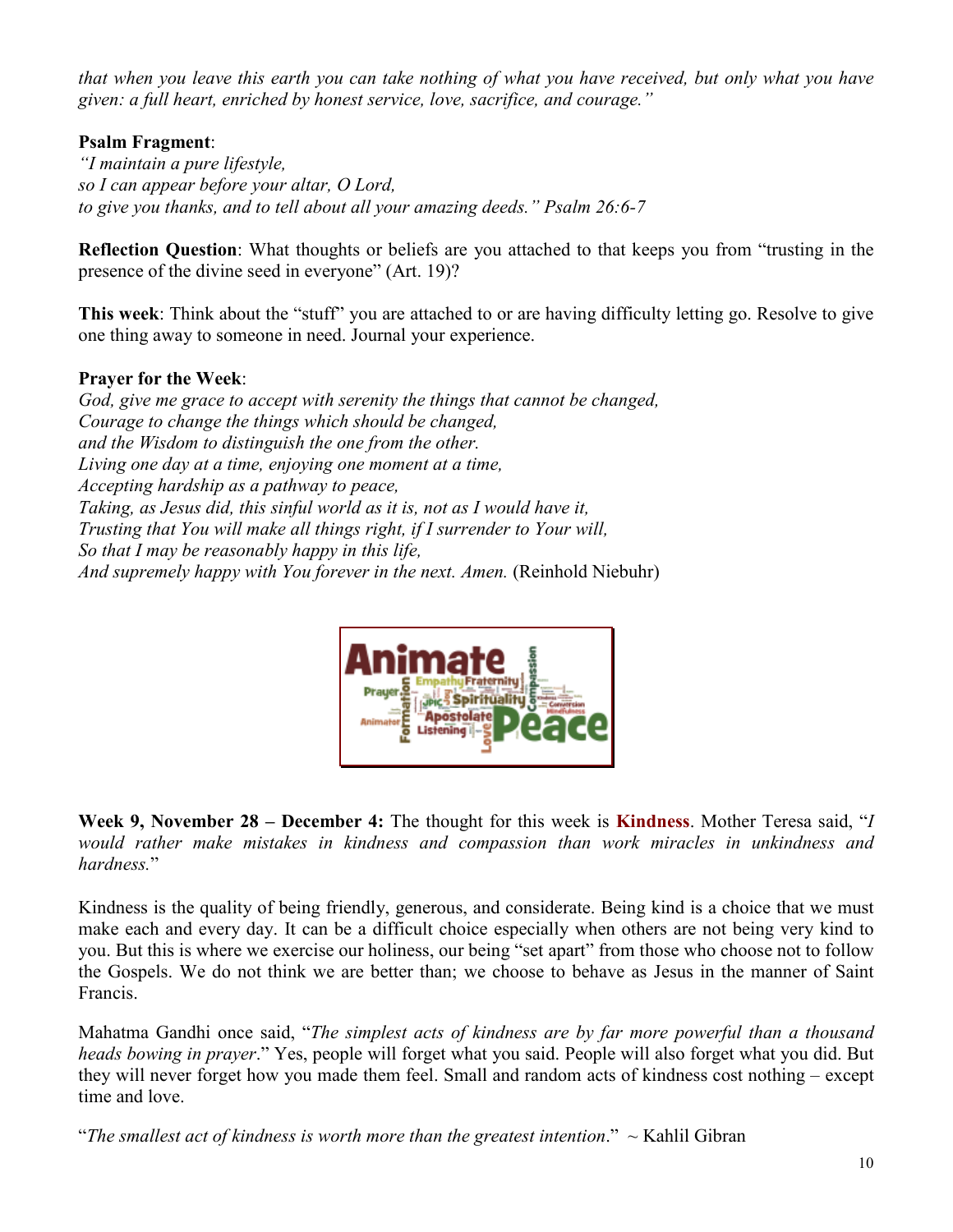*that when you leave this earth you can take nothing of what you have received, but only what you have given: a full heart, enriched by honest service, love, sacrifice, and courage."*

**Psalm Fragment**:
*"I maintain a pure lifestyle,*
*so I can appear before your altar, O Lord,*
*to give you thanks, and to tell about all your amazing deeds." Psalm 26:6-7*

**Reflection Question**: What thoughts or beliefs are you attached to that keeps you from "trusting in the presence of the divine seed in everyone" (Art. 19)?

**This week**: Think about the "stuff" you are attached to or are having difficulty letting go. Resolve to give one thing away to someone in need. Journal your experience.

**Prayer for the Week**:
*God, give me grace to accept with serenity the things that cannot be changed,*
*Courage to change the things which should be changed,*
*and the Wisdom to distinguish the one from the other.*
*Living one day at a time, enjoying one moment at a time,*
*Accepting hardship as a pathway to peace,*
*Taking, as Jesus did, this sinful world as it is, not as I would have it,*
*Trusting that You will make all things right, if I surrender to Your will,*
*So that I may be reasonably happy in this life,*
*And supremely happy with You forever in the next. Amen.* (Reinhold Niebuhr)

**Week 9, November 28 – December 4:** The thought for this week is **Kindness**. Mother Teresa said, "*I would rather make mistakes in kindness and compassion than work miracles in unkindness and hardness.*"

Kindness is the quality of being friendly, generous, and considerate. Being kind is a choice that we must make each and every day. It can be a difficult choice especially when others are not being very kind to you. But this is where we exercise our holiness, our being "set apart" from those who choose not to follow the Gospels. We do not think we are better than; we choose to behave as Jesus in the manner of Saint Francis.

Mahatma Gandhi once said, "*The simplest acts of kindness are by far more powerful than a thousand heads bowing in prayer*." Yes, people will forget what you said. People will also forget what you did. But they will never forget how you made them feel. Small and random acts of kindness cost nothing – except time and love.

"*The smallest act of kindness is worth more than the greatest intention*." ~ Kahlil Gibran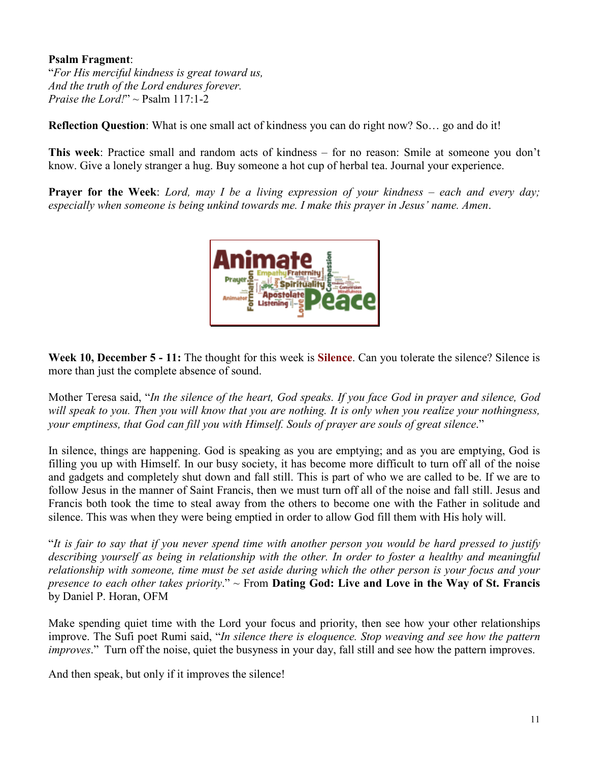**Psalm Fragment**:
"*For His merciful kindness is great toward us,*
*And the truth of the Lord endures forever.*
*Praise the Lord!*" ~ Psalm 117:1-2

**Reflection Question**: What is one small act of kindness you can do right now? So… go and do it!

**This week**: Practice small and random acts of kindness – for no reason: Smile at someone you don't know. Give a lonely stranger a hug. Buy someone a hot cup of herbal tea. Journal your experience.

**Prayer for the Week**: *Lord, may I be a living expression of your kindness – each and every day; especially when someone is being unkind towards me. I make this prayer in Jesus' name. Amen*.

**Week 10, December 5 - 11:** The thought for this week is **Silence**. Can you tolerate the silence? Silence is more than just the complete absence of sound.

Mother Teresa said, "*In the silence of the heart, God speaks. If you face God in prayer and silence, God will speak to you. Then you will know that you are nothing. It is only when you realize your nothingness, your emptiness, that God can fill you with Himself. Souls of prayer are souls of great silence*."

In silence, things are happening. God is speaking as you are emptying; and as you are emptying, God is filling you up with Himself. In our busy society, it has become more difficult to turn off all of the noise and gadgets and completely shut down and fall still. This is part of who we are called to be. If we are to follow Jesus in the manner of Saint Francis, then we must turn off all of the noise and fall still. Jesus and Francis both took the time to steal away from the others to become one with the Father in solitude and silence. This was when they were being emptied in order to allow God fill them with His holy will.

"*It is fair to say that if you never spend time with another person you would be hard pressed to justify describing yourself as being in relationship with the other. In order to foster a healthy and meaningful relationship with someone, time must be set aside during which the other person is your focus and your presence to each other takes priority*." ~ From **Dating God: Live and Love in the Way of St. Francis** by Daniel P. Horan, OFM

Make spending quiet time with the Lord your focus and priority, then see how your other relationships improve. The Sufi poet Rumi said, "*In silence there is eloquence. Stop weaving and see how the pattern improves*." Turn off the noise, quiet the busyness in your day, fall still and see how the pattern improves.

And then speak, but only if it improves the silence!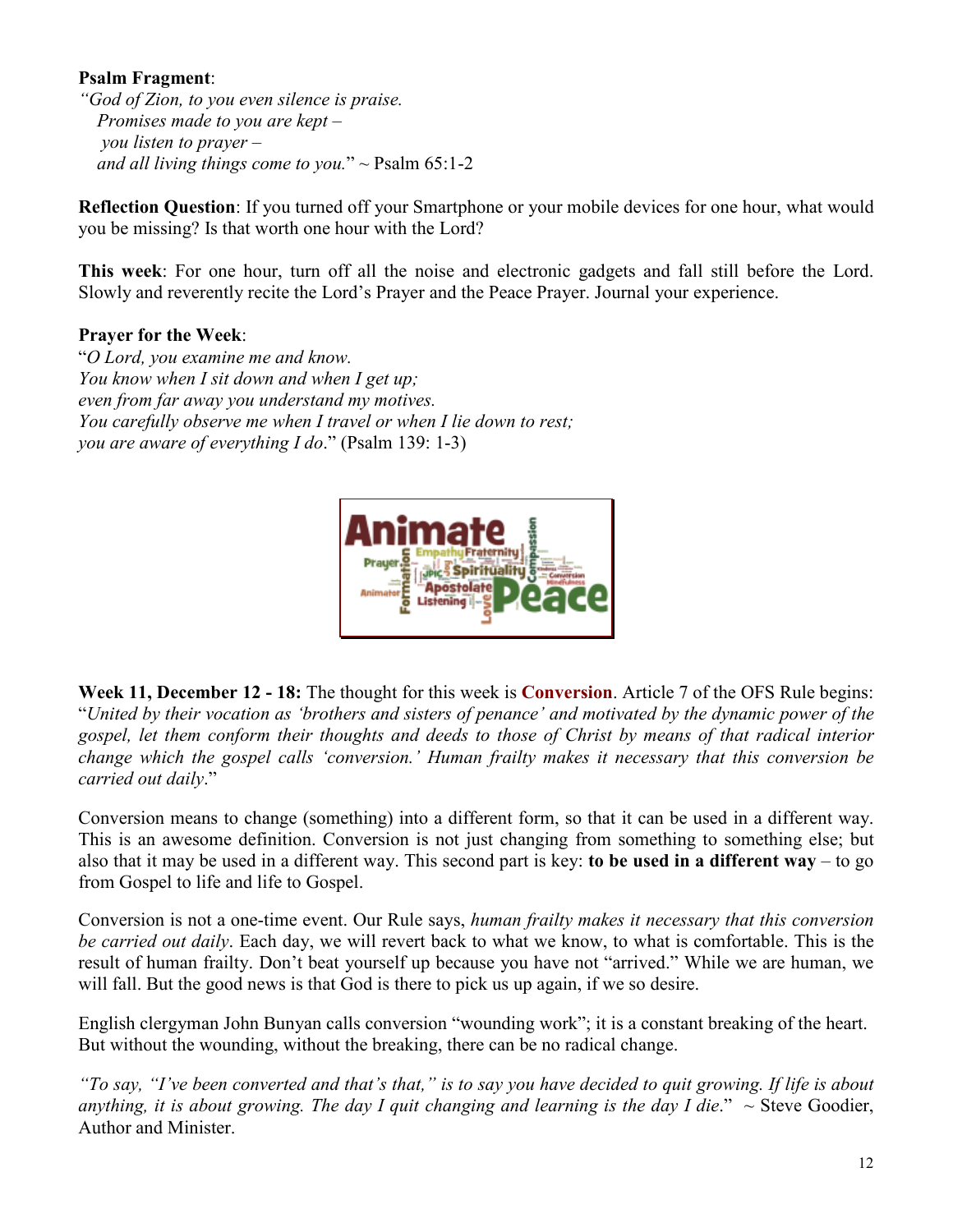**Psalm Fragment**:
*"God of Zion, to you even silence is praise.*
*Promises made to you are kept –*
*you listen to prayer –*
*and all living things come to you.*" ~ Psalm 65:1-2

**Reflection Question**: If you turned off your Smartphone or your mobile devices for one hour, what would you be missing? Is that worth one hour with the Lord?

**This week**: For one hour, turn off all the noise and electronic gadgets and fall still before the Lord. Slowly and reverently recite the Lord's Prayer and the Peace Prayer. Journal your experience.

**Prayer for the Week**:
"*O Lord, you examine me and know.*
*You know when I sit down and when I get up;*
*even from far away you understand my motives.*
*You carefully observe me when I travel or when I lie down to rest;*
*you are aware of everything I do*." (Psalm 139: 1-3)

**Week 11, December 12 - 18:** The thought for this week is **Conversion**. Article 7 of the OFS Rule begins: "*United by their vocation as 'brothers and sisters of penance' and motivated by the dynamic power of the gospel, let them conform their thoughts and deeds to those of Christ by means of that radical interior change which the gospel calls 'conversion.' Human frailty makes it necessary that this conversion be carried out daily*."

Conversion means to change (something) into a different form, so that it can be used in a different way. This is an awesome definition. Conversion is not just changing from something to something else; but also that it may be used in a different way. This second part is key: **to be used in a different way** – to go from Gospel to life and life to Gospel.

Conversion is not a one-time event. Our Rule says, *human frailty makes it necessary that this conversion be carried out daily*. Each day, we will revert back to what we know, to what is comfortable. This is the result of human frailty. Don't beat yourself up because you have not "arrived." While we are human, we will fall. But the good news is that God is there to pick us up again, if we so desire.

English clergyman John Bunyan calls conversion "wounding work"; it is a constant breaking of the heart. But without the wounding, without the breaking, there can be no radical change.

*"To say, "I've been converted and that's that," is to say you have decided to quit growing. If life is about anything, it is about growing. The day I quit changing and learning is the day I die*." ~ Steve Goodier, Author and Minister.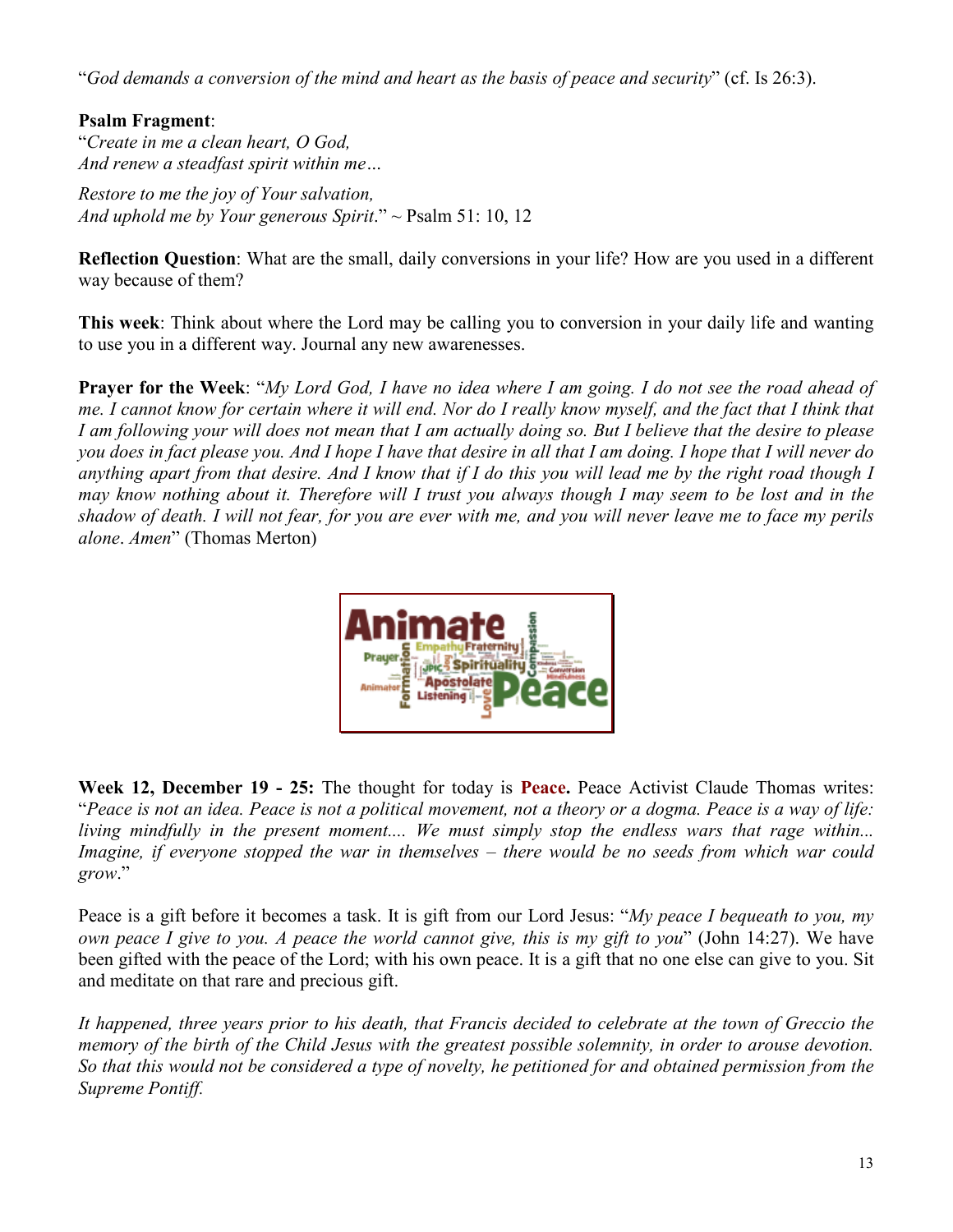"*God demands a conversion of the mind and heart as the basis of peace and security*" (cf. Is 26:3).

**Psalm Fragment**:
"*Create in me a clean heart, O God,*
*And renew a steadfast spirit within me…*

*Restore to me the joy of Your salvation,*
*And uphold me by Your generous Spirit*." ~ Psalm 51: 10, 12

**Reflection Question**: What are the small, daily conversions in your life? How are you used in a different way because of them?

**This week**: Think about where the Lord may be calling you to conversion in your daily life and wanting to use you in a different way. Journal any new awarenesses.

**Prayer for the Week**: "*My Lord God, I have no idea where I am going. I do not see the road ahead of me. I cannot know for certain where it will end. Nor do I really know myself, and the fact that I think that I am following your will does not mean that I am actually doing so. But I believe that the desire to please you does in fact please you. And I hope I have that desire in all that I am doing. I hope that I will never do anything apart from that desire. And I know that if I do this you will lead me by the right road though I may know nothing about it. Therefore will I trust you always though I may seem to be lost and in the shadow of death. I will not fear, for you are ever with me, and you will never leave me to face my perils alone*. *Amen*" (Thomas Merton)

**Week 12, December 19 - 25:** The thought for today is **Peace.** Peace Activist Claude Thomas writes: "*Peace is not an idea. Peace is not a political movement, not a theory or a dogma. Peace is a way of life: living mindfully in the present moment.... We must simply stop the endless wars that rage within... Imagine, if everyone stopped the war in themselves – there would be no seeds from which war could grow*."

Peace is a gift before it becomes a task. It is gift from our Lord Jesus: "*My peace I bequeath to you, my own peace I give to you. A peace the world cannot give, this is my gift to you*" (John 14:27). We have been gifted with the peace of the Lord; with his own peace. It is a gift that no one else can give to you. Sit and meditate on that rare and precious gift.

*It happened, three years prior to his death, that Francis decided to celebrate at the town of Greccio the memory of the birth of the Child Jesus with the greatest possible solemnity, in order to arouse devotion. So that this would not be considered a type of novelty, he petitioned for and obtained permission from the Supreme Pontiff.*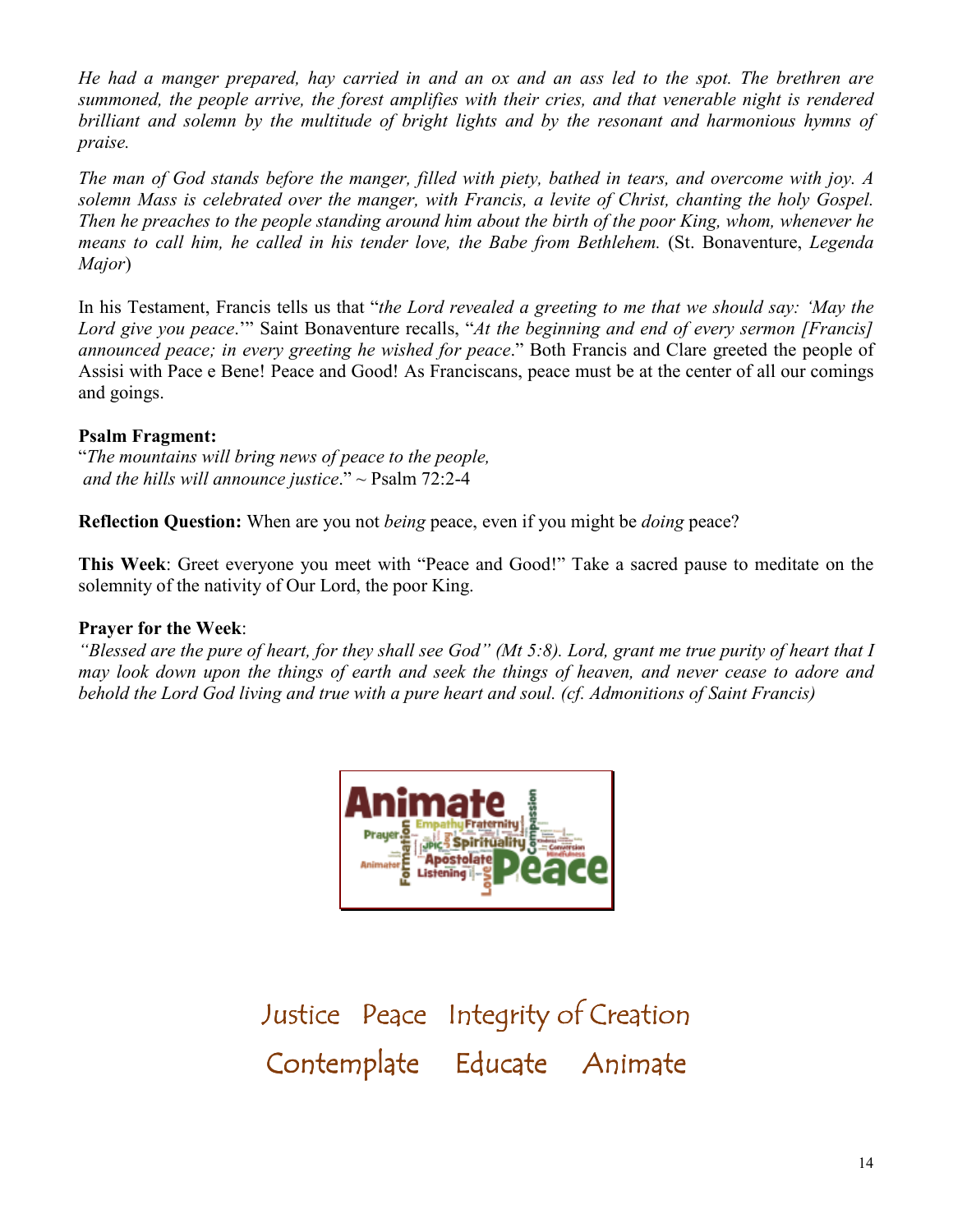*He had a manger prepared, hay carried in and an ox and an ass led to the spot. The brethren are summoned, the people arrive, the forest amplifies with their cries, and that venerable night is rendered brilliant and solemn by the multitude of bright lights and by the resonant and harmonious hymns of praise.*

*The man of God stands before the manger, filled with piety, bathed in tears, and overcome with joy. A solemn Mass is celebrated over the manger, with Francis, a levite of Christ, chanting the holy Gospel. Then he preaches to the people standing around him about the birth of the poor King, whom, whenever he means to call him, he called in his tender love, the Babe from Bethlehem.* (St. Bonaventure, *Legenda Major*)

In his Testament, Francis tells us that "*the Lord revealed a greeting to me that we should say: 'May the Lord give you peace*.'" Saint Bonaventure recalls, "*At the beginning and end of every sermon [Francis] announced peace; in every greeting he wished for peace*." Both Francis and Clare greeted the people of Assisi with Pace e Bene! Peace and Good! As Franciscans, peace must be at the center of all our comings and goings.

**Psalm Fragment:**
"*The mountains will bring news of peace to the people,*
*and the hills will announce justice*." ~ Psalm 72:2-4

**Reflection Question:** When are you not *being* peace, even if you might be *doing* peace?

**This Week**: Greet everyone you meet with "Peace and Good!" Take a sacred pause to meditate on the solemnity of the nativity of Our Lord, the poor King.

**Prayer for the Week**:
*"Blessed are the pure of heart, for they shall see God" (Mt 5:8). Lord, grant me true purity of heart that I may look down upon the things of earth and seek the things of heaven, and never cease to adore and behold the Lord God living and true with a pure heart and soul. (cf. Admonitions of Saint Francis)*

Justice Peace Integrity of Creation

Contemplate Educate Animate